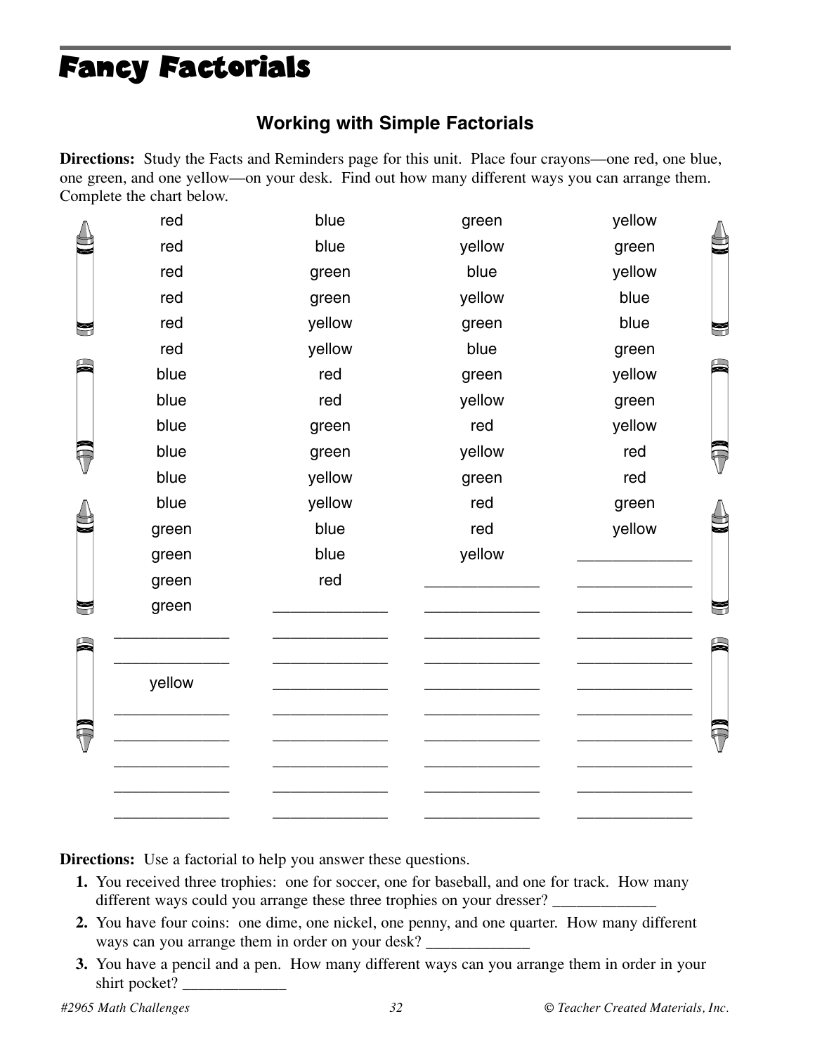# Fancy Factorials

### Working with Simple Factorials

**Directions:** Study the Facts and Reminders page for this unit. Place four crayons—one red, one blue, one green, and one yellow—on your desk. Find out how many different ways you can arrange them. Complete the chart below.

| | | | |
|---|---|---|---|
| red | blue | green | yellow |
| red | blue | yellow | green |
| red | green | blue | yellow |
| red | green | yellow | blue |
| red | yellow | green | blue |
| red | yellow | blue | green |
| blue | red | green | yellow |
| blue | red | yellow | green |
| blue | green | red | yellow |
| blue | green | yellow | red |
| blue | yellow | green | red |
| blue | yellow | red | green |
| green | blue | red | yellow |
| green | blue | yellow | ____________ |
| green | red | ____________ | ____________ |
| green | ____________ | ____________ | ____________ |
| ____________ | ____________ | ____________ | ____________ |
| ____________ | ____________ | ____________ | ____________ |
| yellow | ____________ | ____________ | ____________ |
| ____________ | ____________ | ____________ | ____________ |
| ____________ | ____________ | ____________ | ____________ |
| ____________ | ____________ | ____________ | ____________ |
| ____________ | ____________ | ____________ | ____________ |
| ____________ | ____________ | ____________ | ____________ |

**Directions:** Use a factorial to help you answer these questions.

1. You received three trophies: one for soccer, one for baseball, and one for track. How many different ways could you arrange these three trophies on your dresser? ____________
2. You have four coins: one dime, one nickel, one penny, and one quarter. How many different ways can you arrange them in order on your desk? ____________
3. You have a pencil and a pen. How many different ways can you arrange them in order in your shirt pocket? ____________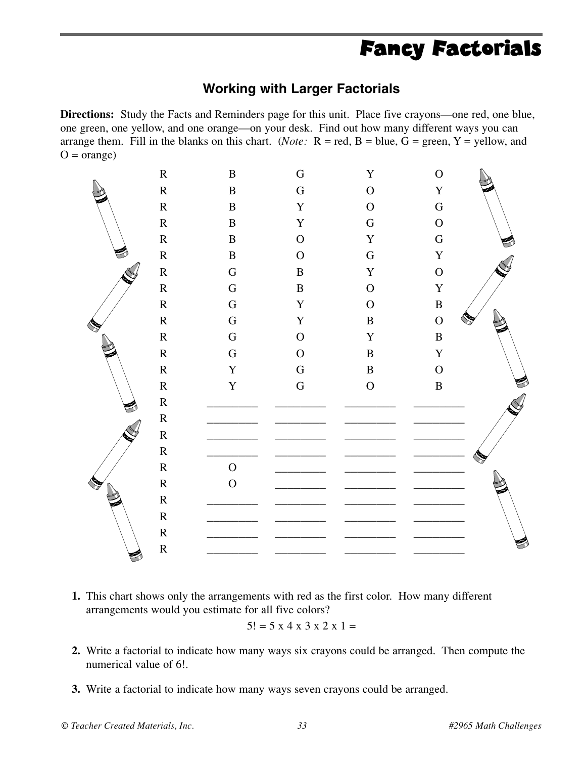# Fancy Factorials

## Working with Larger Factorials

**Directions:** Study the Facts and Reminders page for this unit. Place five crayons—one red, one blue, one green, one yellow, and one orange—on your desk. Find out how many different ways you can arrange them. Fill in the blanks on this chart. (*Note:* R = red, B = blue, G = green, Y = yellow, and O = orange)

| | | | | |
|---|---|---|---|---|
| R | B | G | Y | O |
| R | B | G | O | Y |
| R | B | Y | O | G |
| R | B | Y | G | O |
| R | B | O | Y | G |
| R | B | O | G | Y |
| R | G | B | Y | O |
| R | G | B | O | Y |
| R | G | Y | O | B |
| R | G | Y | B | O |
| R | G | O | Y | B |
| R | G | O | B | Y |
| R | Y | G | B | O |
| R | Y | G | O | B |
| R | ________ | ________ | ________ | ________ |
| R | ________ | ________ | ________ | ________ |
| R | ________ | ________ | ________ | ________ |
| R | ________ | ________ | ________ | ________ |
| R | O | ________ | ________ | ________ |
| R | O | ________ | ________ | ________ |
| R | ________ | ________ | ________ | ________ |
| R | ________ | ________ | ________ | ________ |
| R | ________ | ________ | ________ | ________ |
| R | ________ | ________ | ________ | ________ |

1. This chart shows only the arrangements with red as the first color. How many different arrangements would you estimate for all five colors?

   $5! = 5 \times 4 \times 3 \times 2 \times 1 =$

2. Write a factorial to indicate how many ways six crayons could be arranged. Then compute the numerical value of 6!.

3. Write a factorial to indicate how many ways seven crayons could be arranged.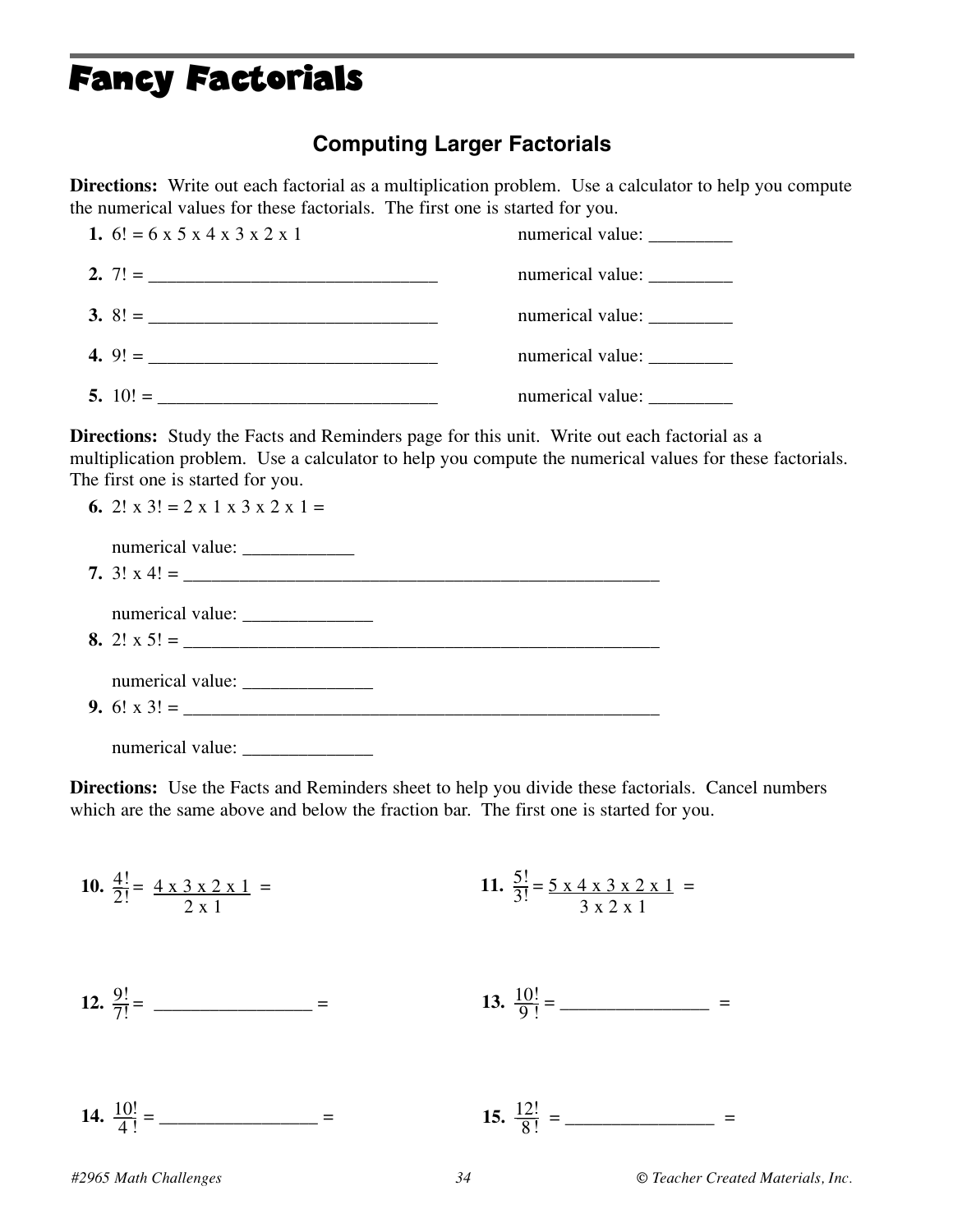# Fancy Factorials

## Computing Larger Factorials

**Directions:** Write out each factorial as a multiplication problem. Use a calculator to help you compute the numerical values for these factorials. The first one is started for you.

**1.** 6! = 6 x 5 x 4 x 3 x 2 x 1 numerical value: _________

**2.** 7! = _______________________________ numerical value: _________

**3.** 8! = _______________________________ numerical value: _________

**4.** 9! = _______________________________ numerical value: _________

**5.** 10! = ______________________________ numerical value: _________

**Directions:** Study the Facts and Reminders page for this unit. Write out each factorial as a multiplication problem. Use a calculator to help you compute the numerical values for these factorials. The first one is started for you.

**6.** 2! x 3! = 2 x 1 x 3 x 2 x 1 =

numerical value: ____________

**7.** 3! x 4! = _____________________________________________________

numerical value: ______________

**8.** 2! x 5! = _____________________________________________________

numerical value: ______________

**9.** 6! x 3! = _____________________________________________________

numerical value: ______________

**Directions:** Use the Facts and Reminders sheet to help you divide these factorials. Cancel numbers which are the same above and below the fraction bar. The first one is started for you.

**10.** $\frac{4!}{2!} = \frac{4 \times 3 \times 2 \times 1}{2 \times 1} =$

**11.** $\frac{5!}{3!} = \frac{5 \times 4 \times 3 \times 2 \times 1}{3 \times 2 \times 1} =$

**12.** $\frac{9!}{7!} =$ ________________ =

**13.** $\frac{10!}{9!} =$ ________________ =

**14.** $\frac{10!}{4!} =$ ________________ =

**15.** $\frac{12!}{8!} =$ ________________ =